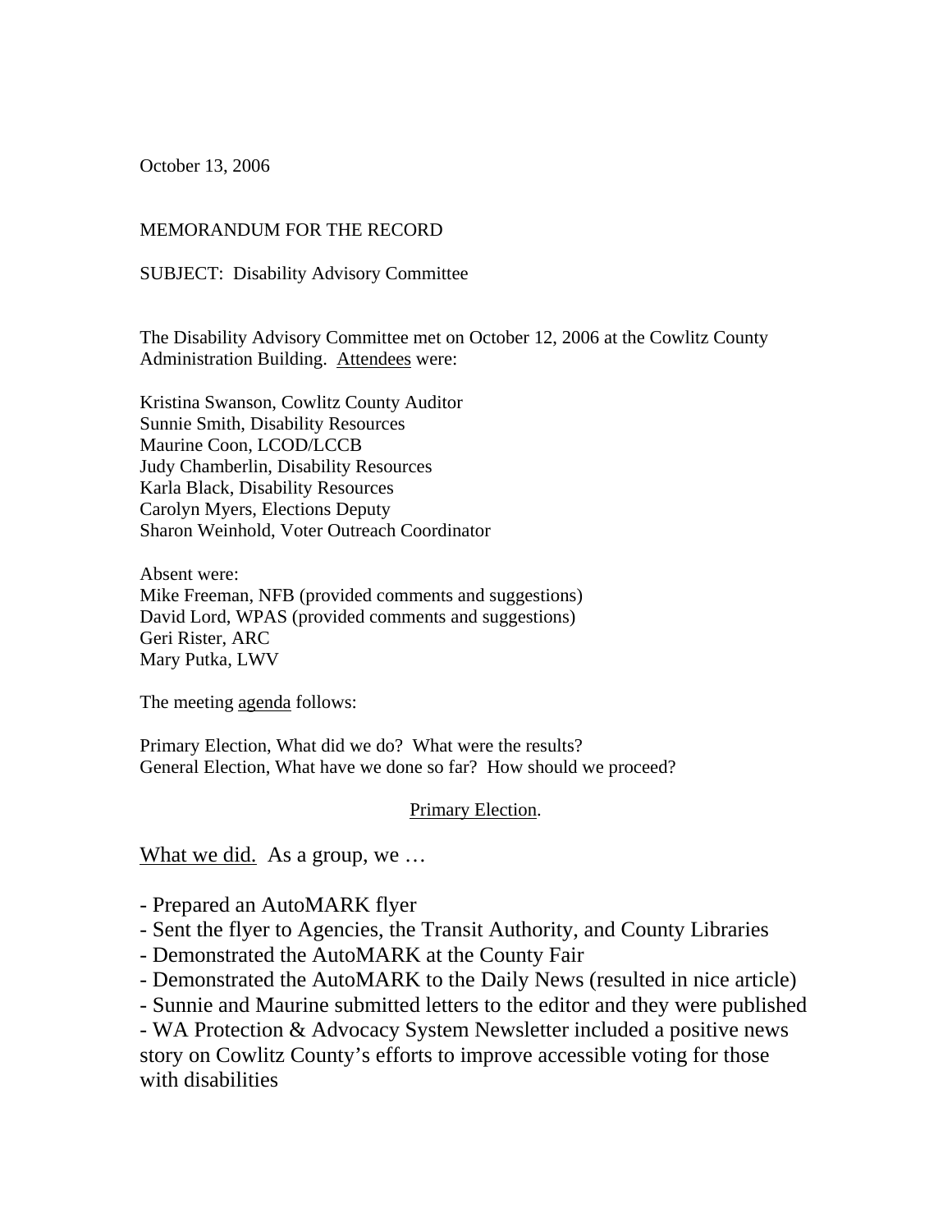October 13, 2006

MEMORANDUM FOR THE RECORD

SUBJECT: Disability Advisory Committee

The Disability Advisory Committee met on October 12, 2006 at the Cowlitz County Administration Building. Attendees were:

Kristina Swanson, Cowlitz County Auditor
Sunnie Smith, Disability Resources
Maurine Coon, LCOD/LCCB
Judy Chamberlin, Disability Resources
Karla Black, Disability Resources
Carolyn Myers, Elections Deputy
Sharon Weinhold, Voter Outreach Coordinator

Absent were:
Mike Freeman, NFB (provided comments and suggestions)
David Lord, WPAS (provided comments and suggestions)
Geri Rister, ARC
Mary Putka, LWV

The meeting agenda follows:

Primary Election, What did we do? What were the results?
General Election, What have we done so far? How should we proceed?

## Primary Election.

What we did. As a group, we …

- Prepared an AutoMARK flyer
- Sent the flyer to Agencies, the Transit Authority, and County Libraries
- Demonstrated the AutoMARK at the County Fair
- Demonstrated the AutoMARK to the Daily News (resulted in nice article)
- Sunnie and Maurine submitted letters to the editor and they were published
- WA Protection & Advocacy System Newsletter included a positive news story on Cowlitz County's efforts to improve accessible voting for those with disabilities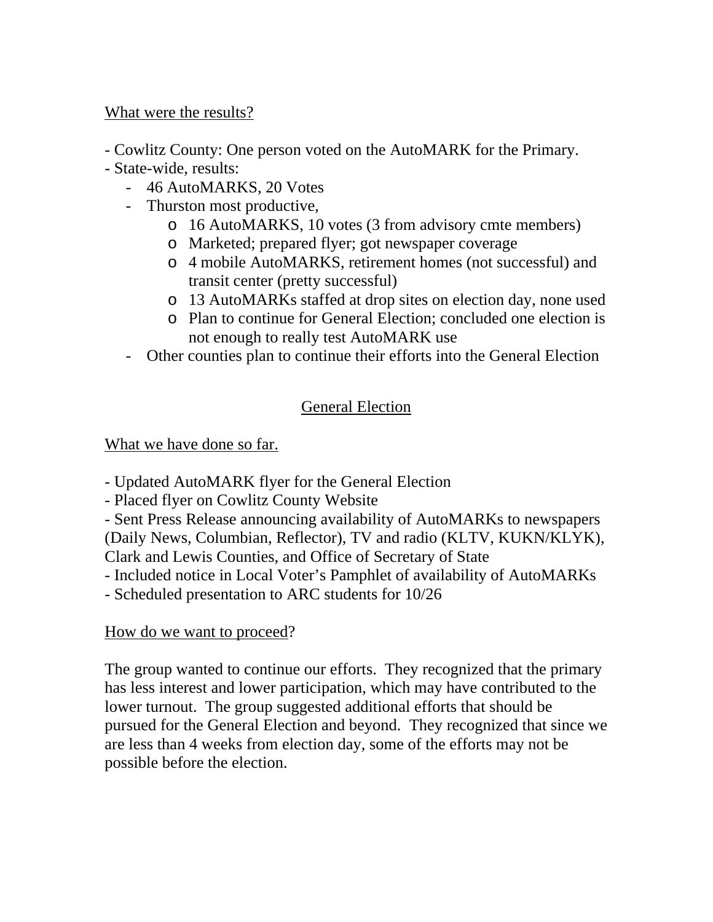What were the results?

- Cowlitz County: One person voted on the AutoMARK for the Primary.
- State-wide, results:
  - 46 AutoMARKS, 20 Votes
  - Thurston most productive,
    - 16 AutoMARKS, 10 votes (3 from advisory cmte members)
    - Marketed; prepared flyer; got newspaper coverage
    - 4 mobile AutoMARKS, retirement homes (not successful) and transit center (pretty successful)
    - 13 AutoMARKs staffed at drop sites on election day, none used
    - Plan to continue for General Election; concluded one election is not enough to really test AutoMARK use
  - Other counties plan to continue their efforts into the General Election

## General Election

What we have done so far.

- Updated AutoMARK flyer for the General Election
- Placed flyer on Cowlitz County Website
- Sent Press Release announcing availability of AutoMARKs to newspapers (Daily News, Columbian, Reflector), TV and radio (KLTV, KUKN/KLYK), Clark and Lewis Counties, and Office of Secretary of State
- Included notice in Local Voter's Pamphlet of availability of AutoMARKs
- Scheduled presentation to ARC students for 10/26

How do we want to proceed?

The group wanted to continue our efforts. They recognized that the primary has less interest and lower participation, which may have contributed to the lower turnout. The group suggested additional efforts that should be pursued for the General Election and beyond. They recognized that since we are less than 4 weeks from election day, some of the efforts may not be possible before the election.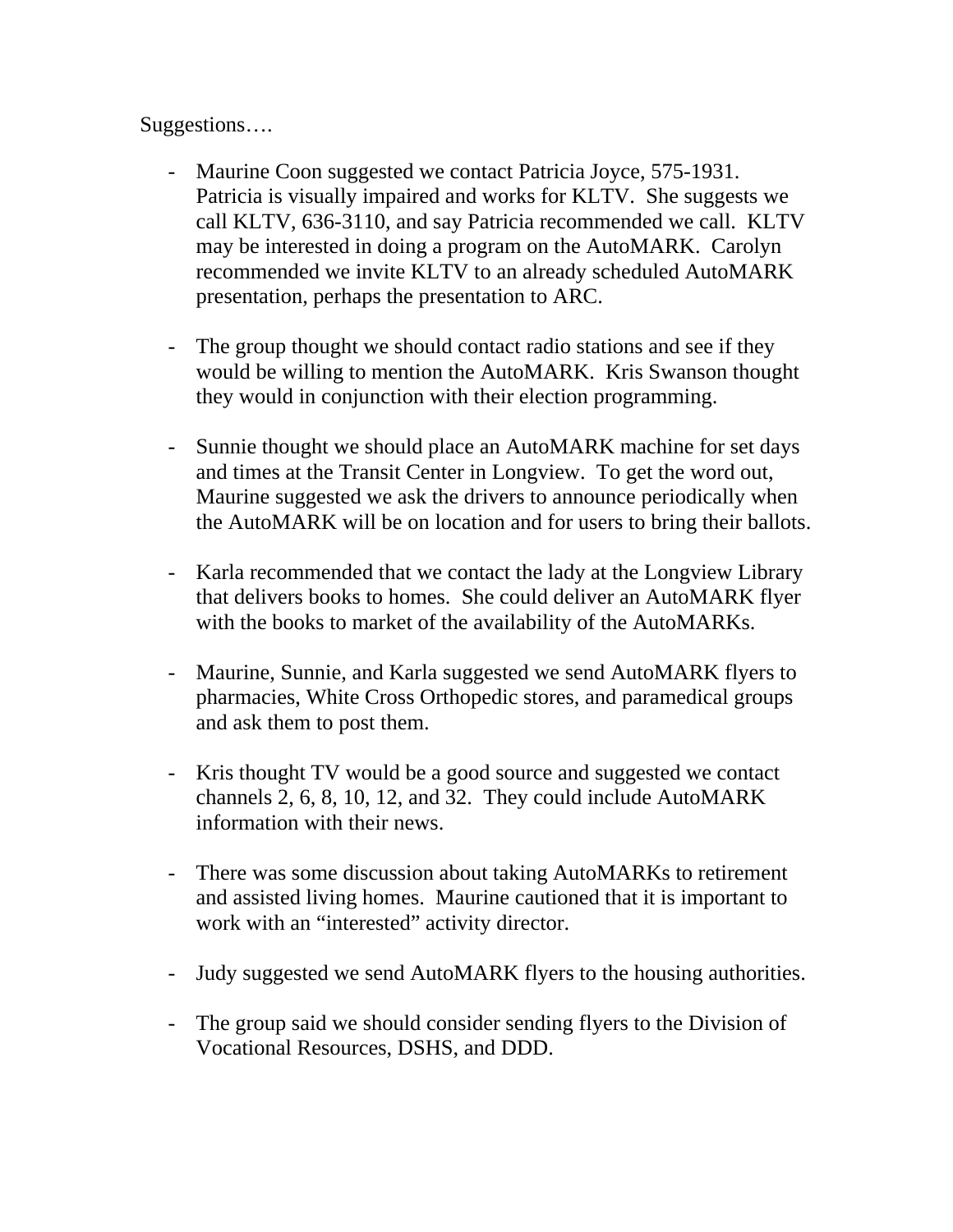Suggestions….

- Maurine Coon suggested we contact Patricia Joyce, 575-1931. Patricia is visually impaired and works for KLTV. She suggests we call KLTV, 636-3110, and say Patricia recommended we call. KLTV may be interested in doing a program on the AutoMARK. Carolyn recommended we invite KLTV to an already scheduled AutoMARK presentation, perhaps the presentation to ARC.

- The group thought we should contact radio stations and see if they would be willing to mention the AutoMARK. Kris Swanson thought they would in conjunction with their election programming.

- Sunnie thought we should place an AutoMARK machine for set days and times at the Transit Center in Longview. To get the word out, Maurine suggested we ask the drivers to announce periodically when the AutoMARK will be on location and for users to bring their ballots.

- Karla recommended that we contact the lady at the Longview Library that delivers books to homes. She could deliver an AutoMARK flyer with the books to market of the availability of the AutoMARKs.

- Maurine, Sunnie, and Karla suggested we send AutoMARK flyers to pharmacies, White Cross Orthopedic stores, and paramedical groups and ask them to post them.

- Kris thought TV would be a good source and suggested we contact channels 2, 6, 8, 10, 12, and 32. They could include AutoMARK information with their news.

- There was some discussion about taking AutoMARKs to retirement and assisted living homes. Maurine cautioned that it is important to work with an "interested" activity director.

- Judy suggested we send AutoMARK flyers to the housing authorities.

- The group said we should consider sending flyers to the Division of Vocational Resources, DSHS, and DDD.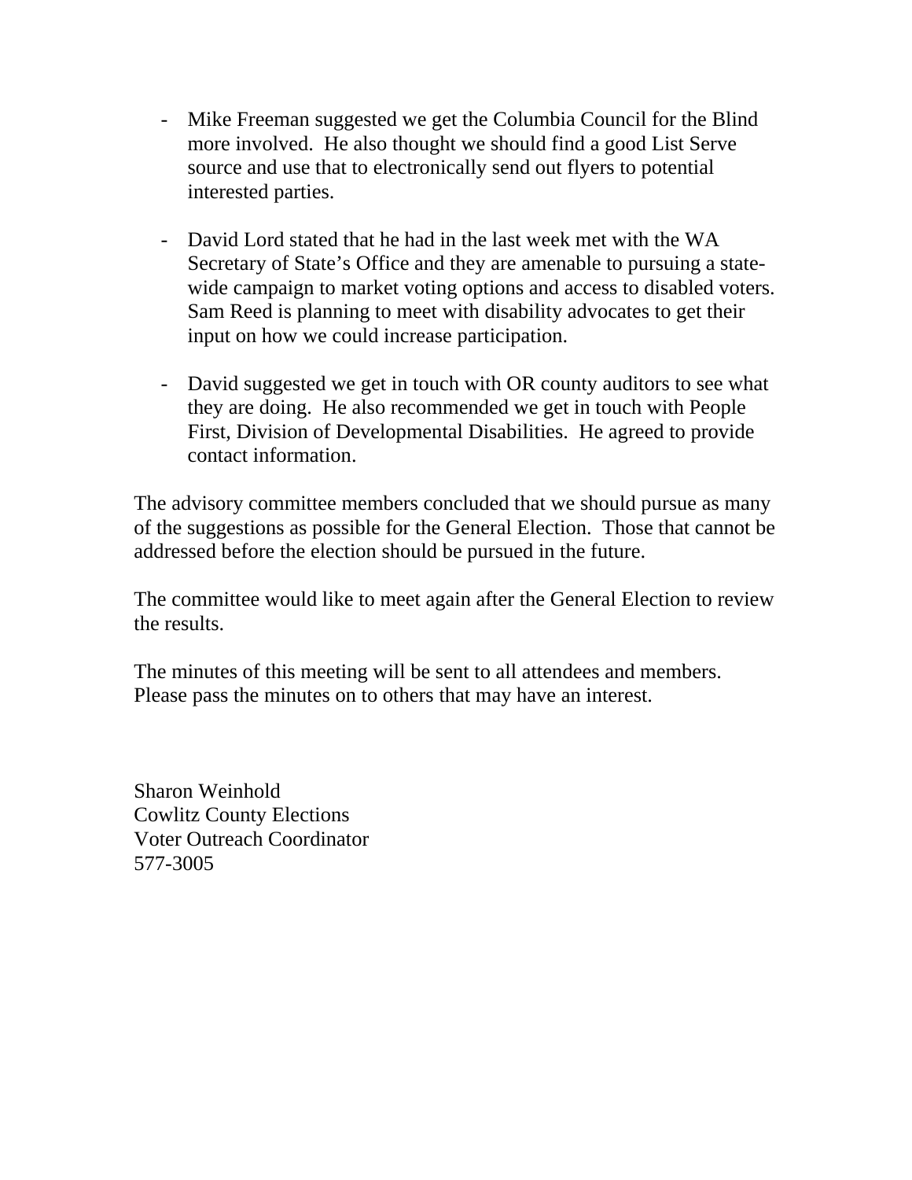- Mike Freeman suggested we get the Columbia Council for the Blind more involved. He also thought we should find a good List Serve source and use that to electronically send out flyers to potential interested parties.

- David Lord stated that he had in the last week met with the WA Secretary of State's Office and they are amenable to pursuing a state-wide campaign to market voting options and access to disabled voters. Sam Reed is planning to meet with disability advocates to get their input on how we could increase participation.

- David suggested we get in touch with OR county auditors to see what they are doing. He also recommended we get in touch with People First, Division of Developmental Disabilities. He agreed to provide contact information.

The advisory committee members concluded that we should pursue as many of the suggestions as possible for the General Election. Those that cannot be addressed before the election should be pursued in the future.

The committee would like to meet again after the General Election to review the results.

The minutes of this meeting will be sent to all attendees and members. Please pass the minutes on to others that may have an interest.

Sharon Weinhold  
Cowlitz County Elections  
Voter Outreach Coordinator  
577-3005